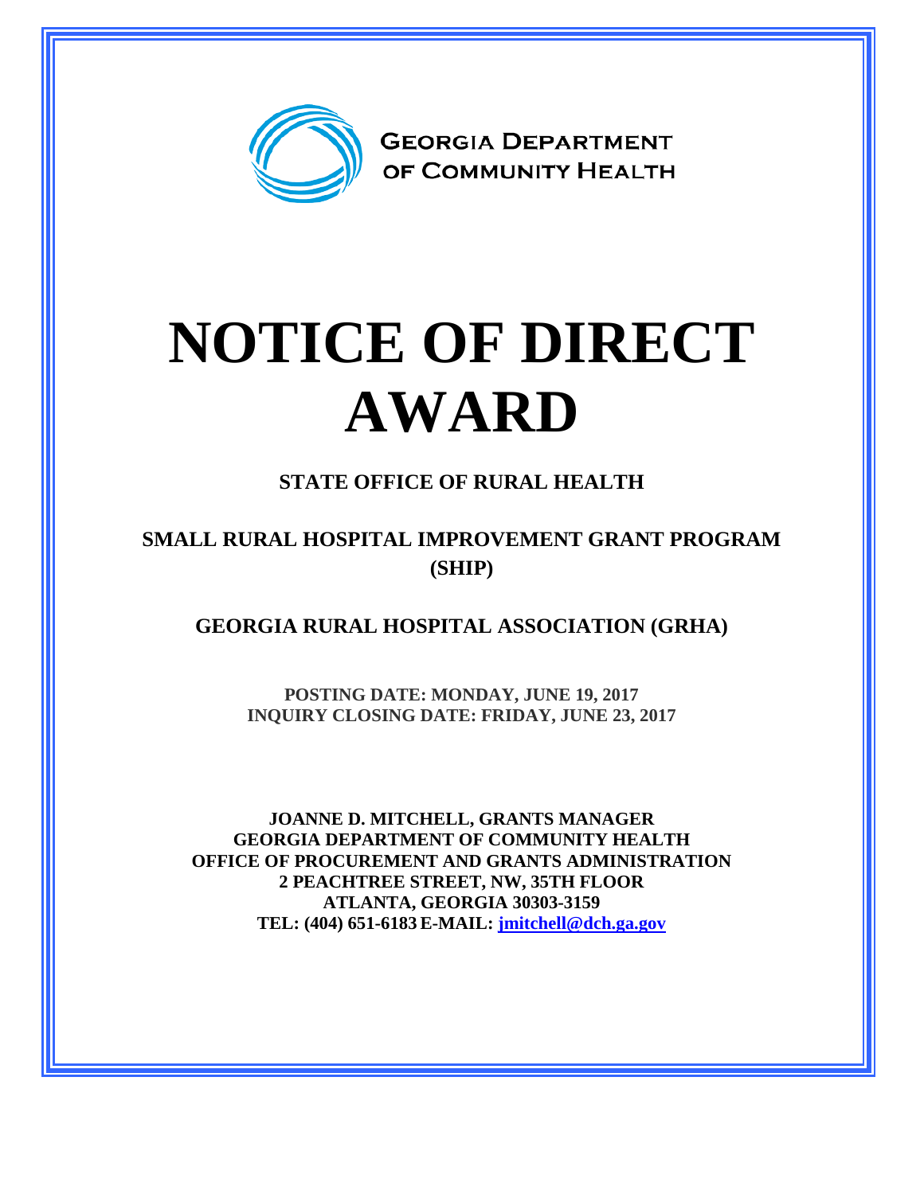GEORGIA DEPARTMENT OF COMMUNITY HEALTH

# NOTICE OF DIRECT AWARD

## STATE OFFICE OF RURAL HEALTH

## SMALL RURAL HOSPITAL IMPROVEMENT GRANT PROGRAM (SHIP)

## GEORGIA RURAL HOSPITAL ASSOCIATION (GRHA)

**POSTING DATE: MONDAY, JUNE 19, 2017**
**INQUIRY CLOSING DATE: FRIDAY, JUNE 23, 2017**

**JOANNE D. MITCHELL, GRANTS MANAGER**
**GEORGIA DEPARTMENT OF COMMUNITY HEALTH**
**OFFICE OF PROCUREMENT AND GRANTS ADMINISTRATION**
**2 PEACHTREE STREET, NW, 35TH FLOOR**
**ATLANTA, GEORGIA 30303-3159**
**TEL: (404) 651-6183 E-MAIL: jmitchell@dch.ga.gov**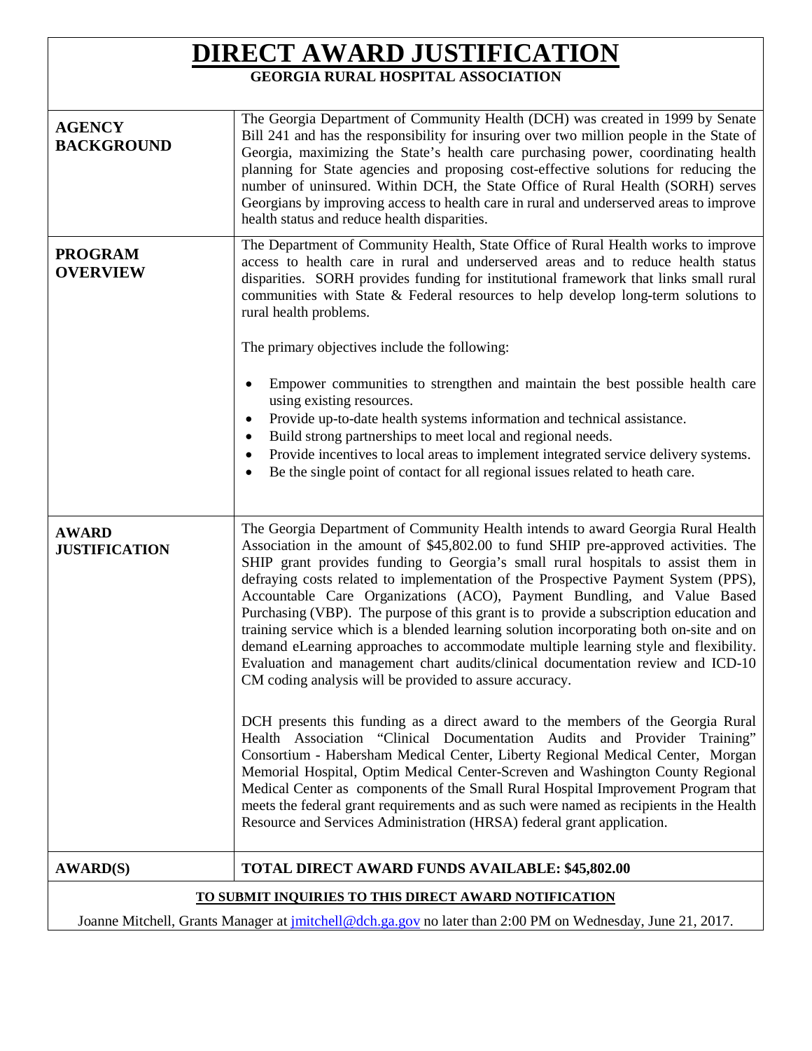# DIRECT AWARD JUSTIFICATION

**GEORGIA RURAL HOSPITAL ASSOCIATION**

| | |
|---|---|
| **AGENCY BACKGROUND** | The Georgia Department of Community Health (DCH) was created in 1999 by Senate Bill 241 and has the responsibility for insuring over two million people in the State of Georgia, maximizing the State's health care purchasing power, coordinating health planning for State agencies and proposing cost-effective solutions for reducing the number of uninsured. Within DCH, the State Office of Rural Health (SORH) serves Georgians by improving access to health care in rural and underserved areas to improve health status and reduce health disparities. |
| **PROGRAM OVERVIEW** | The Department of Community Health, State Office of Rural Health works to improve access to health care in rural and underserved areas and to reduce health status disparities. SORH provides funding for institutional framework that links small rural communities with State & Federal resources to help develop long-term solutions to rural health problems.<br><br>The primary objectives include the following:<br><br>• Empower communities to strengthen and maintain the best possible health care using existing resources.<br>• Provide up-to-date health systems information and technical assistance.<br>• Build strong partnerships to meet local and regional needs.<br>• Provide incentives to local areas to implement integrated service delivery systems.<br>• Be the single point of contact for all regional issues related to heath care. |
| **AWARD JUSTIFICATION** | The Georgia Department of Community Health intends to award Georgia Rural Health Association in the amount of $45,802.00 to fund SHIP pre-approved activities. The SHIP grant provides funding to Georgia's small rural hospitals to assist them in defraying costs related to implementation of the Prospective Payment System (PPS), Accountable Care Organizations (ACO), Payment Bundling, and Value Based Purchasing (VBP). The purpose of this grant is to provide a subscription education and training service which is a blended learning solution incorporating both on-site and on demand eLearning approaches to accommodate multiple learning style and flexibility. Evaluation and management chart audits/clinical documentation review and ICD-10 CM coding analysis will be provided to assure accuracy.<br><br>DCH presents this funding as a direct award to the members of the Georgia Rural Health Association "Clinical Documentation Audits and Provider Training" Consortium - Habersham Medical Center, Liberty Regional Medical Center, Morgan Memorial Hospital, Optim Medical Center-Screven and Washington County Regional Medical Center as components of the Small Rural Hospital Improvement Program that meets the federal grant requirements and as such were named as recipients in the Health Resource and Services Administration (HRSA) federal grant application. |
| **AWARD(S)** | **TOTAL DIRECT AWARD FUNDS AVAILABLE: $45,802.00** |

**TO SUBMIT INQUIRIES TO THIS DIRECT AWARD NOTIFICATION**

Joanne Mitchell, Grants Manager at jmitchell@dch.ga.gov no later than 2:00 PM on Wednesday, June 21, 2017.